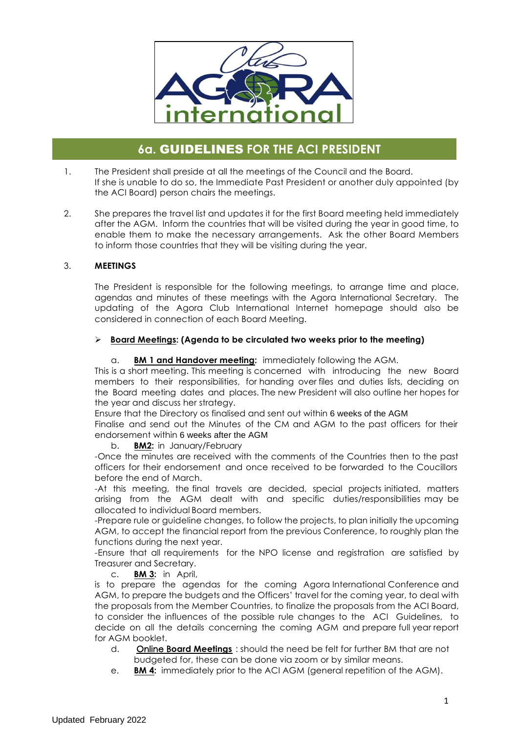# 6a. GUIDELINES FOR THE ACI PRESIDENT

1. The President shall preside at all the meetings of the Council and the Board. If she is unable to do so, the Immediate Past President or another duly appointed (by the ACI Board) person chairs the meetings.

2. She prepares the travel list and updates it for the first Board meeting held immediately after the AGM. Inform the countries that will be visited during the year in good time, to enable them to make the necessary arrangements. Ask the other Board Members to inform those countries that they will be visiting during the year.

3. **MEETINGS**

   The President is responsible for the following meetings, to arrange time and place, agendas and minutes of these meetings with the Agora International Secretary. The updating of the Agora Club International Internet homepage should also be considered in connection of each Board Meeting.

- **Board Meetings: (Agenda to be circulated two weeks prior to the meeting)**

  a. **BM 1 and Handover meeting:** immediately following the AGM.

  This is a short meeting. This meeting is concerned with introducing the new Board members to their responsibilities, for handing over files and duties lists, deciding on the Board meeting dates and places. The new President will also outline her hopes for the year and discuss her strategy.

  Ensure that the Directory os finalised and sent out within 6 weeks of the AGM

  Finalise and send out the Minutes of the CM and AGM to the past officers for their endorsement within 6 weeks after the AGM

  b. **BM2:** in January/February

  -Once the minutes are received with the comments of the Countries then to the past officers for their endorsement and once received to be forwarded to the Coucillors before the end of March.

  -At this meeting, the final travels are decided, special projects initiated, matters arising from the AGM dealt with and specific duties/responsibilities may be allocated to individual Board members.

  -Prepare rule or guideline changes, to follow the projects, to plan initially the upcoming AGM, to accept the financial report from the previous Conference, to roughly plan the functions during the next year.

  -Ensure that all requirements for the NPO license and registration are satisfied by Treasurer and Secretary.

  c. **BM 3:** in April,

  is to prepare the agendas for the coming Agora International Conference and AGM, to prepare the budgets and the Officers' travel for the coming year, to deal with the proposals from the Member Countries, to finalize the proposals from the ACI Board, to consider the influences of the possible rule changes to the ACI Guidelines, to decide on all the details concerning the coming AGM and prepare full year report for AGM booklet.

  d. Online Board Meetings : should the need be felt for further BM that are not budgeted for, these can be done via zoom or by similar means.

  e. **BM 4:** immediately prior to the ACI AGM (general repetition of the AGM).

Updated February 2022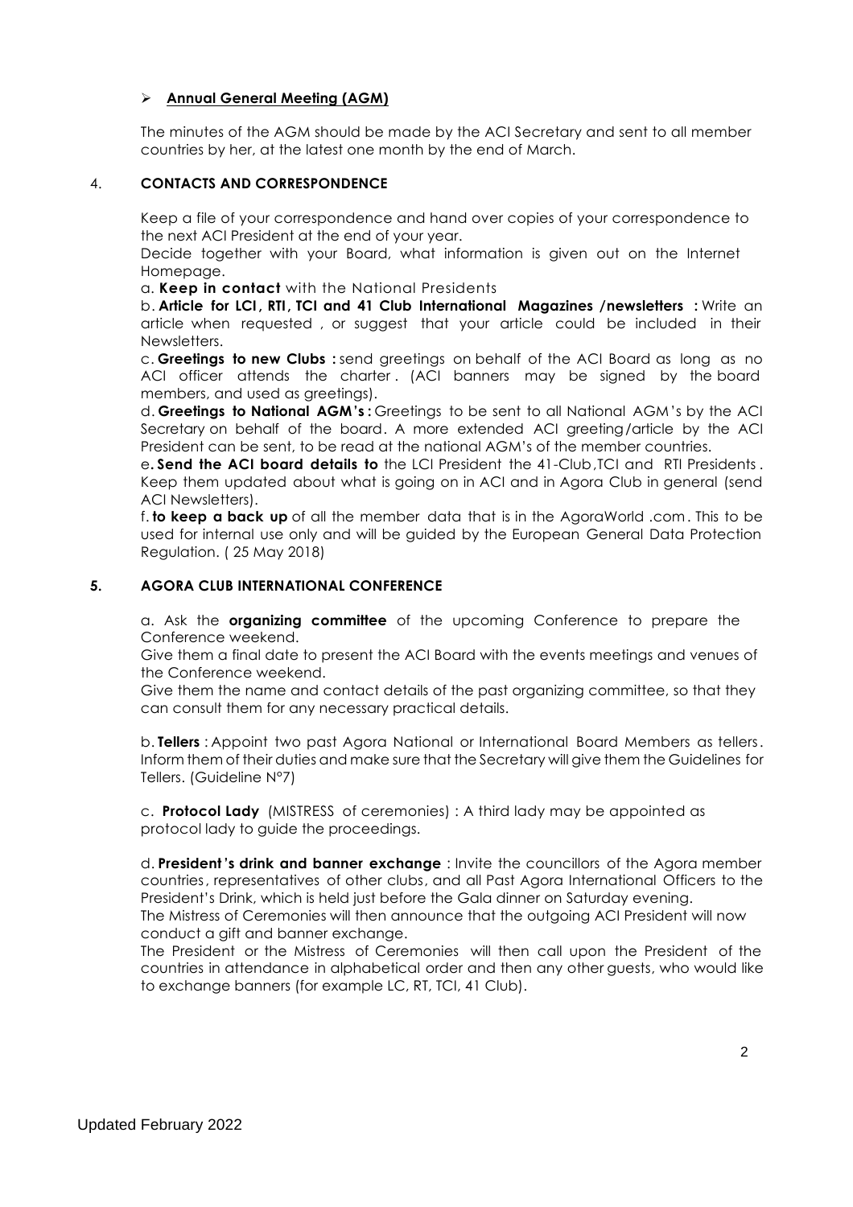- **Annual General Meeting (AGM)**

The minutes of the AGM should be made by the ACI Secretary and sent to all member countries by her, at the latest one month by the end of March.

## 4. CONTACTS AND CORRESPONDENCE

Keep a file of your correspondence and hand over copies of your correspondence to the next ACI President at the end of your year.

Decide together with your Board, what information is given out on the Internet Homepage.

a. **Keep in contact** with the National Presidents

b. **Article for LCI, RTI, TCI and 41 Club International Magazines /newsletters :** Write an article when requested , or suggest that your article could be included in their Newsletters.

c. **Greetings to new Clubs :** send greetings on behalf of the ACI Board as long as no ACI officer attends the charter . (ACI banners may be signed by the board members, and used as greetings).

d. **Greetings to National AGM's :** Greetings to be sent to all National AGM's by the ACI Secretary on behalf of the board. A more extended ACI greeting/article by the ACI President can be sent, to be read at the national AGM's of the member countries.

e**. Send the ACI board details to** the LCI President the 41-Club,TCI and RTI Presidents. Keep them updated about what is going on in ACI and in Agora Club in general (send ACI Newsletters).

f. **to keep a back up** of all the member data that is in the AgoraWorld .com. This to be used for internal use only and will be guided by the European General Data Protection Regulation. ( 25 May 2018)

## 5. AGORA CLUB INTERNATIONAL CONFERENCE

a. Ask the **organizing committee** of the upcoming Conference to prepare the Conference weekend.

Give them a final date to present the ACI Board with the events meetings and venues of the Conference weekend.

Give them the name and contact details of the past organizing committee, so that they can consult them for any necessary practical details.

b. **Tellers** : Appoint two past Agora National or International Board Members as tellers. Inform them of their duties and make sure that the Secretary will give them the Guidelines for Tellers. (Guideline N°7)

c. **Protocol Lady** (MISTRESS of ceremonies) : A third lady may be appointed as protocol lady to guide the proceedings.

d. **President's drink and banner exchange** : Invite the councillors of the Agora member countries, representatives of other clubs, and all Past Agora International Officers to the President's Drink, which is held just before the Gala dinner on Saturday evening.

The Mistress of Ceremonies will then announce that the outgoing ACI President will now conduct a gift and banner exchange.

The President or the Mistress of Ceremonies will then call upon the President of the countries in attendance in alphabetical order and then any other guests, who would like to exchange banners (for example LC, RT, TCI, 41 Club).

Updated February 2022